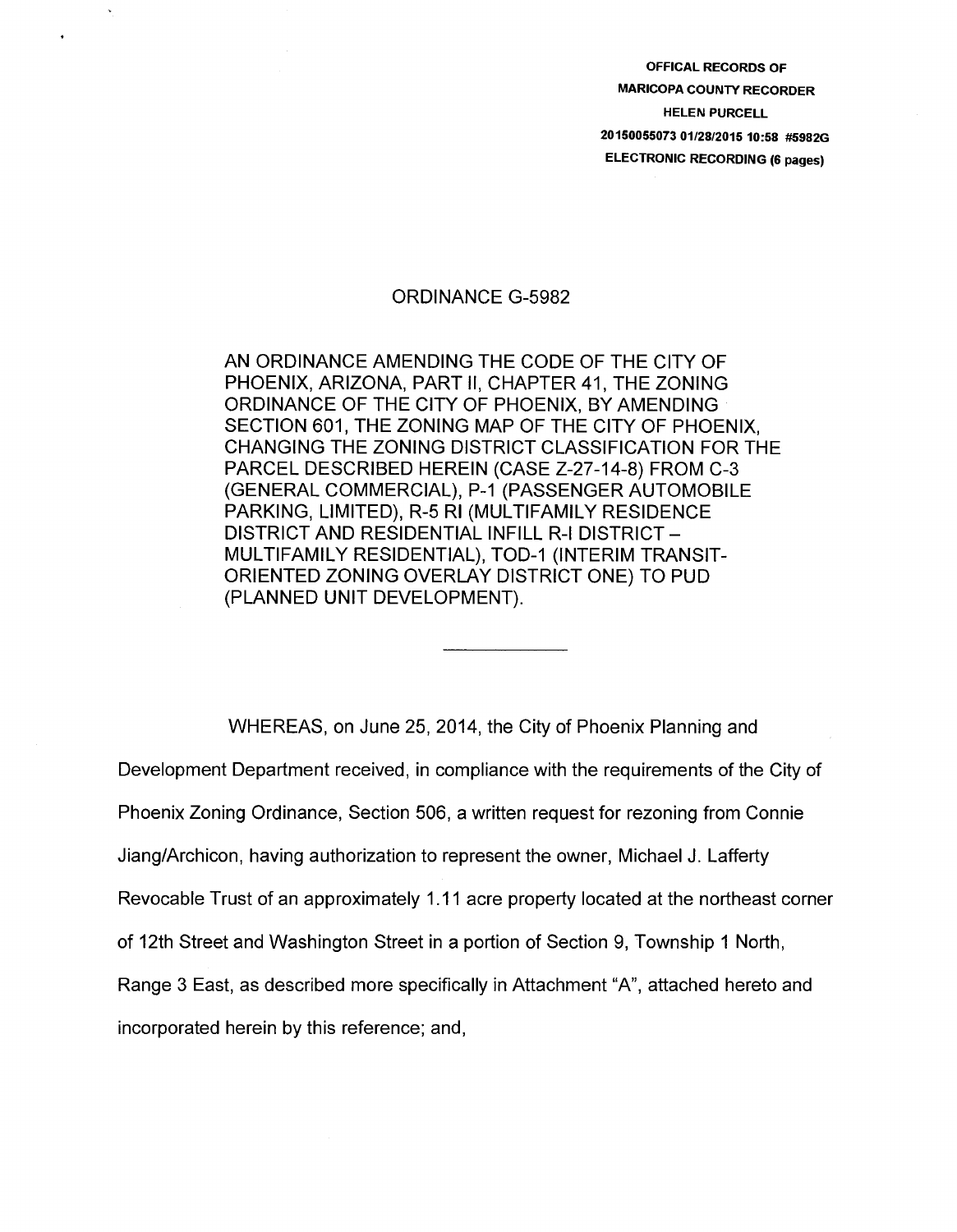OFFICAL RECORDS OF
MARICOPA COUNTY RECORDER
HELEN PURCELL
20150055073 01/28/2015 10:58 #5982G
ELECTRONIC RECORDING (6 pages)

# ORDINANCE G-5982

AN ORDINANCE AMENDING THE CODE OF THE CITY OF PHOENIX, ARIZONA, PART II, CHAPTER 41, THE ZONING ORDINANCE OF THE CITY OF PHOENIX, BY AMENDING SECTION 601, THE ZONING MAP OF THE CITY OF PHOENIX, CHANGING THE ZONING DISTRICT CLASSIFICATION FOR THE PARCEL DESCRIBED HEREIN (CASE Z-27-14-8) FROM C-3 (GENERAL COMMERCIAL), P-1 (PASSENGER AUTOMOBILE PARKING, LIMITED), R-5 RI (MULTIFAMILY RESIDENCE DISTRICT AND RESIDENTIAL INFILL R-I DISTRICT – MULTIFAMILY RESIDENTIAL), TOD-1 (INTERIM TRANSIT-ORIENTED ZONING OVERLAY DISTRICT ONE) TO PUD (PLANNED UNIT DEVELOPMENT).

---

WHEREAS, on June 25, 2014, the City of Phoenix Planning and Development Department received, in compliance with the requirements of the City of Phoenix Zoning Ordinance, Section 506, a written request for rezoning from Connie Jiang/Archicon, having authorization to represent the owner, Michael J. Lafferty Revocable Trust of an approximately 1.11 acre property located at the northeast corner of 12th Street and Washington Street in a portion of Section 9, Township 1 North, Range 3 East, as described more specifically in Attachment "A", attached hereto and incorporated herein by this reference; and,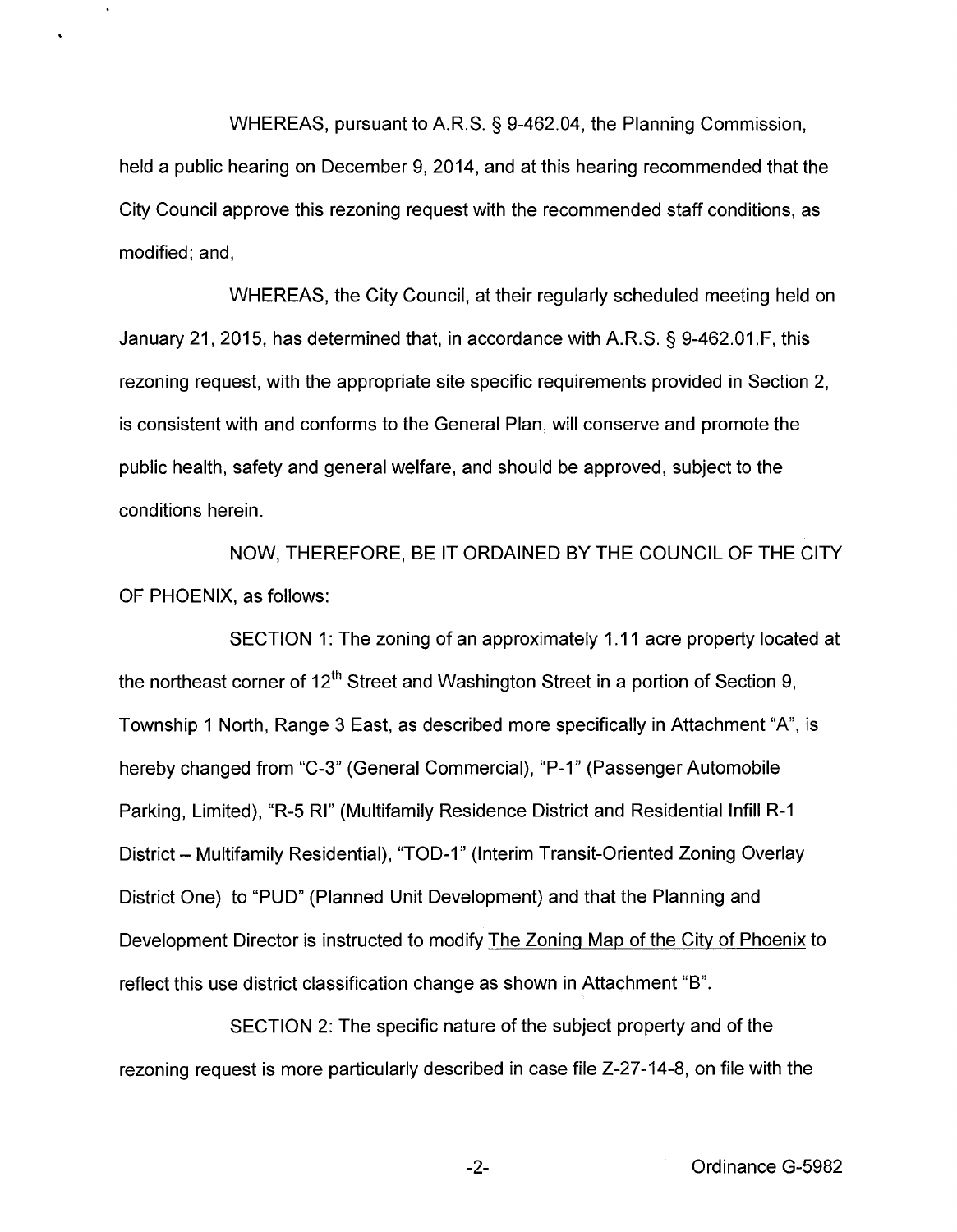WHEREAS, pursuant to A.R.S. § 9-462.04, the Planning Commission, held a public hearing on December 9, 2014, and at this hearing recommended that the City Council approve this rezoning request with the recommended staff conditions, as modified; and,

WHEREAS, the City Council, at their regularly scheduled meeting held on January 21, 2015, has determined that, in accordance with A.R.S. § 9-462.01.F, this rezoning request, with the appropriate site specific requirements provided in Section 2, is consistent with and conforms to the General Plan, will conserve and promote the public health, safety and general welfare, and should be approved, subject to the conditions herein.

NOW, THEREFORE, BE IT ORDAINED BY THE COUNCIL OF THE CITY OF PHOENIX, as follows:

SECTION 1: The zoning of an approximately 1.11 acre property located at the northeast corner of 12th Street and Washington Street in a portion of Section 9, Township 1 North, Range 3 East, as described more specifically in Attachment "A", is hereby changed from "C-3" (General Commercial), "P-1" (Passenger Automobile Parking, Limited), "R-5 RI" (Multifamily Residence District and Residential Infill R-1 District – Multifamily Residential), "TOD-1" (Interim Transit-Oriented Zoning Overlay District One) to "PUD" (Planned Unit Development) and that the Planning and Development Director is instructed to modify The Zoning Map of the City of Phoenix to reflect this use district classification change as shown in Attachment "B".

SECTION 2: The specific nature of the subject property and of the rezoning request is more particularly described in case file Z-27-14-8, on file with the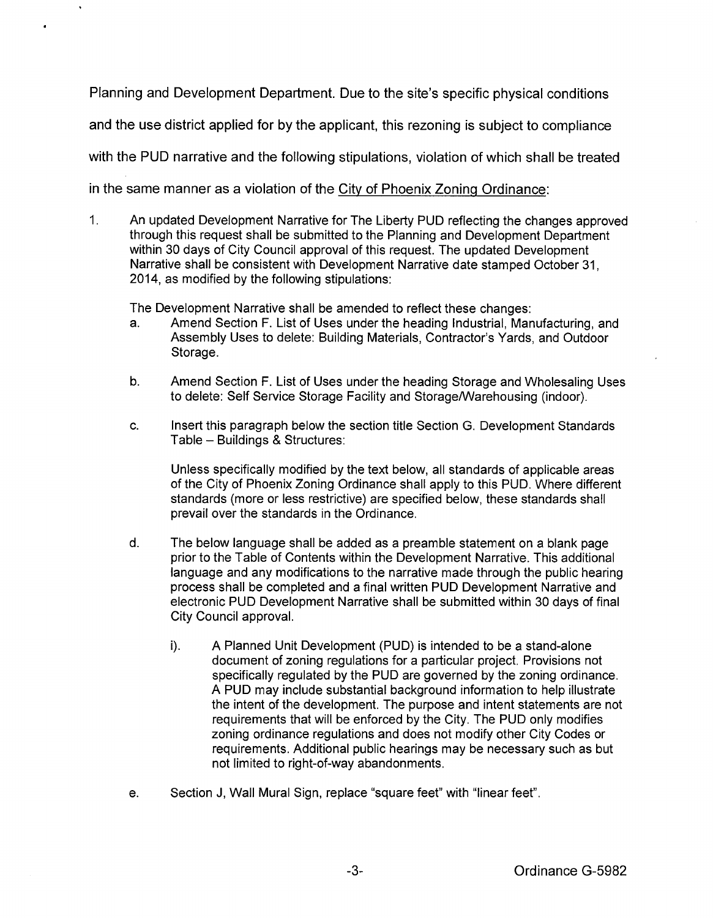Planning and Development Department. Due to the site's specific physical conditions and the use district applied for by the applicant, this rezoning is subject to compliance with the PUD narrative and the following stipulations, violation of which shall be treated in the same manner as a violation of the City of Phoenix Zoning Ordinance:

1. An updated Development Narrative for The Liberty PUD reflecting the changes approved through this request shall be submitted to the Planning and Development Department within 30 days of City Council approval of this request. The updated Development Narrative shall be consistent with Development Narrative date stamped October 31, 2014, as modified by the following stipulations:

   The Development Narrative shall be amended to reflect these changes:

   a. Amend Section F. List of Uses under the heading Industrial, Manufacturing, and Assembly Uses to delete: Building Materials, Contractor's Yards, and Outdoor Storage.

   b. Amend Section F. List of Uses under the heading Storage and Wholesaling Uses to delete: Self Service Storage Facility and Storage/Warehousing (indoor).

   c. Insert this paragraph below the section title Section G. Development Standards Table – Buildings & Structures:

      Unless specifically modified by the text below, all standards of applicable areas of the City of Phoenix Zoning Ordinance shall apply to this PUD. Where different standards (more or less restrictive) are specified below, these standards shall prevail over the standards in the Ordinance.

   d. The below language shall be added as a preamble statement on a blank page prior to the Table of Contents within the Development Narrative. This additional language and any modifications to the narrative made through the public hearing process shall be completed and a final written PUD Development Narrative and electronic PUD Development Narrative shall be submitted within 30 days of final City Council approval.

      i). A Planned Unit Development (PUD) is intended to be a stand-alone document of zoning regulations for a particular project. Provisions not specifically regulated by the PUD are governed by the zoning ordinance. A PUD may include substantial background information to help illustrate the intent of the development. The purpose and intent statements are not requirements that will be enforced by the City. The PUD only modifies zoning ordinance regulations and does not modify other City Codes or requirements. Additional public hearings may be necessary such as but not limited to right-of-way abandonments.

   e. Section J, Wall Mural Sign, replace "square feet" with "linear feet".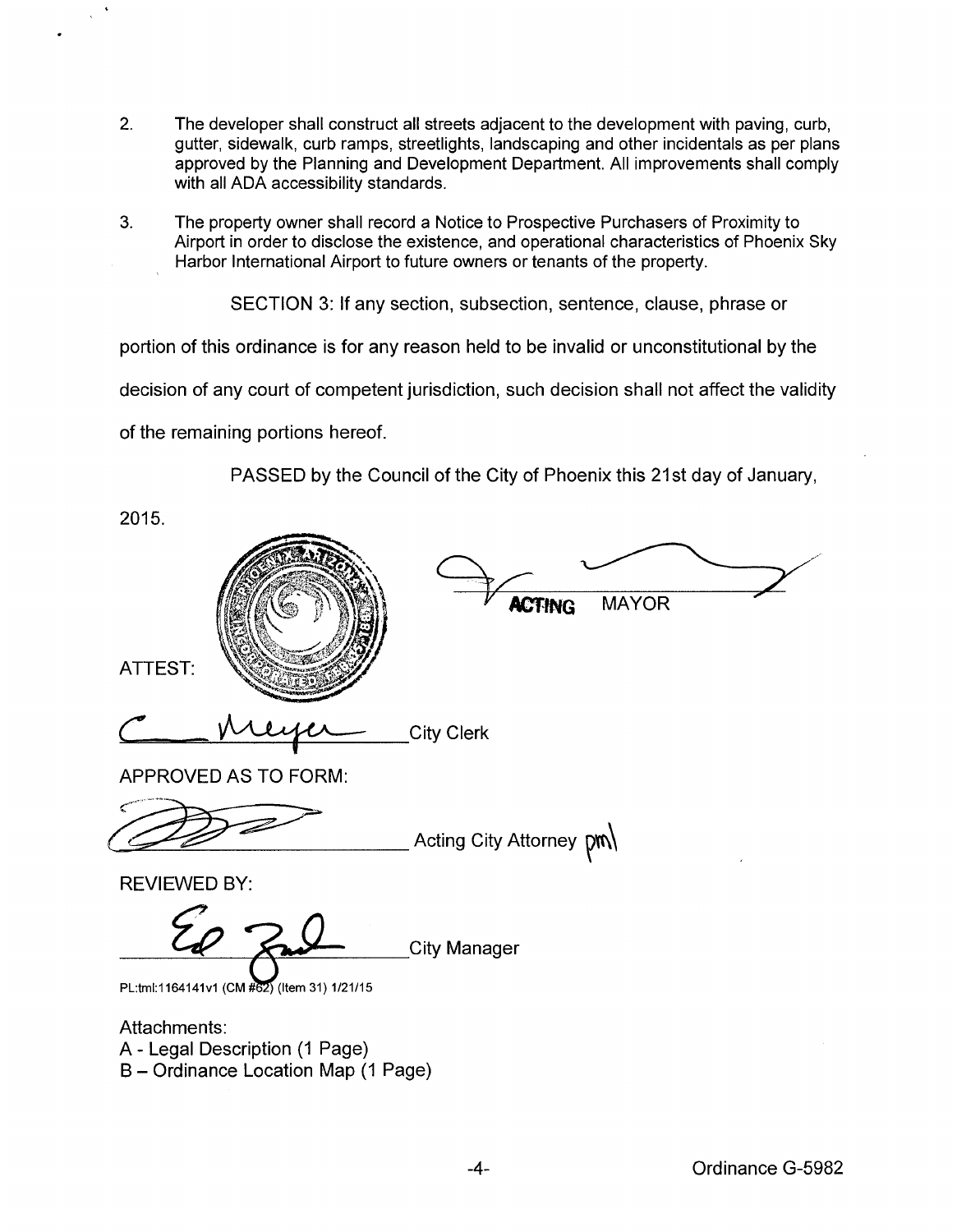2. The developer shall construct all streets adjacent to the development with paving, curb, gutter, sidewalk, curb ramps, streetlights, landscaping and other incidentals as per plans approved by the Planning and Development Department. All improvements shall comply with all ADA accessibility standards.

3. The property owner shall record a Notice to Prospective Purchasers of Proximity to Airport in order to disclose the existence, and operational characteristics of Phoenix Sky Harbor International Airport to future owners or tenants of the property.

SECTION 3: If any section, subsection, sentence, clause, phrase or portion of this ordinance is for any reason held to be invalid or unconstitutional by the decision of any court of competent jurisdiction, such decision shall not affect the validity of the remaining portions hereof.

PASSED by the Council of the City of Phoenix this 21st day of January, 2015.

ACTING MAYOR

ATTEST:

C Meyer City Clerk

APPROVED AS TO FORM:

Acting City Attorney pm\

REVIEWED BY:

Ed Zuercher City Manager

PL:tml:1164141v1 (CM #62) (Item 31) 1/21/15

Attachments:
A - Legal Description (1 Page)
B – Ordinance Location Map (1 Page)

Ordinance G-5982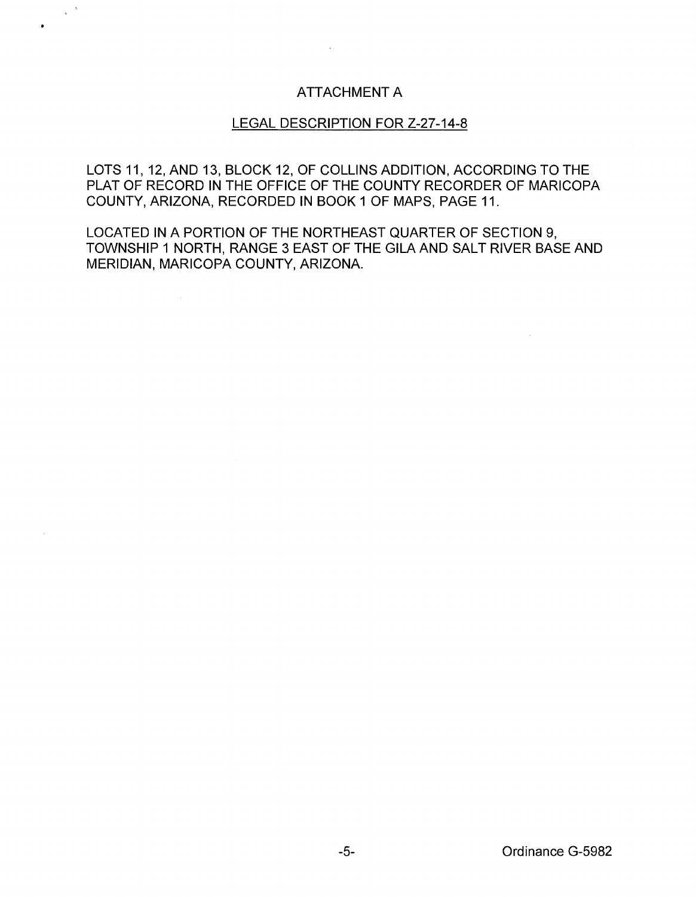# ATTACHMENT A

## LEGAL DESCRIPTION FOR Z-27-14-8

LOTS 11, 12, AND 13, BLOCK 12, OF COLLINS ADDITION, ACCORDING TO THE PLAT OF RECORD IN THE OFFICE OF THE COUNTY RECORDER OF MARICOPA COUNTY, ARIZONA, RECORDED IN BOOK 1 OF MAPS, PAGE 11.

LOCATED IN A PORTION OF THE NORTHEAST QUARTER OF SECTION 9, TOWNSHIP 1 NORTH, RANGE 3 EAST OF THE GILA AND SALT RIVER BASE AND MERIDIAN, MARICOPA COUNTY, ARIZONA.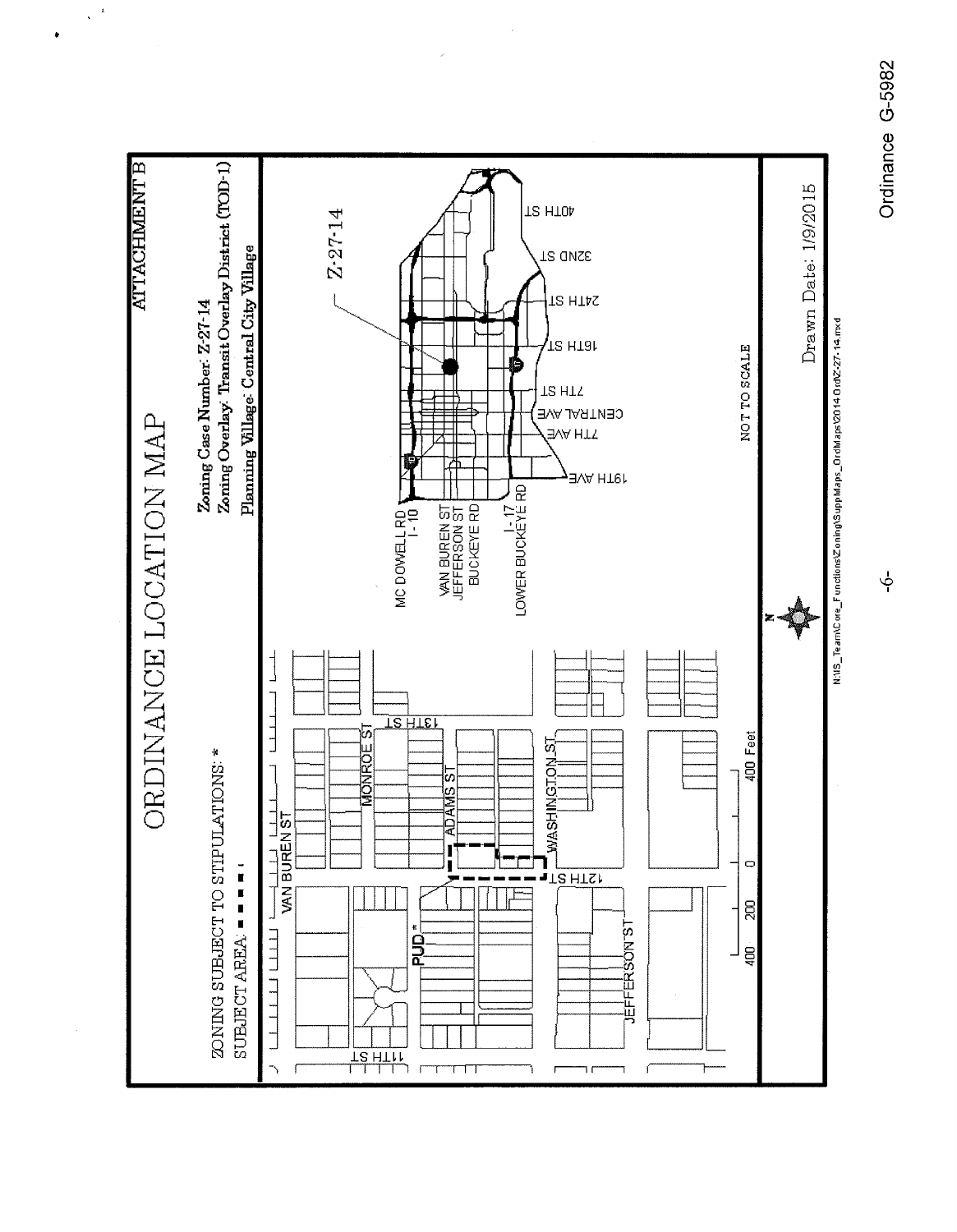# ATTACHMENT B

# ORDINANCE LOCATION MAP

ZONING SUBJECT TO STIPULATIONS: *

SUBJECT AREA: ■ ■ ■ ■ ■

**Zoning Case Number: Z-27-14**

**Zoning Overlay: Transit Overlay District (TOD-1)**

**Planning Village: Central City Village**

VAN BUREN ST

MONROE ST

ADAMS ST

WASHINGTON ST

JEFFERSON ST

11TH ST

12TH ST

13TH ST

PUD *

400 200 0 400 Feet

Z-27-14

MC DOWELL RD

I-10

VAN BUREN ST

JEFFERSON ST

BUCKEYE RD

I-17

LOWER BUCKEYE RD

19TH AVE

7TH AVE

CENTRAL AVE

7TH ST

16TH ST

24TH ST

32ND ST

40TH ST

NOT TO SCALE

N

Drawn Date: 1/9/2015

N:\IS_Team\Core_Functions\Zoning\SuppMaps_OrdMaps\2014 Ord\Z-27-14.mxd

Ordinance G-5982